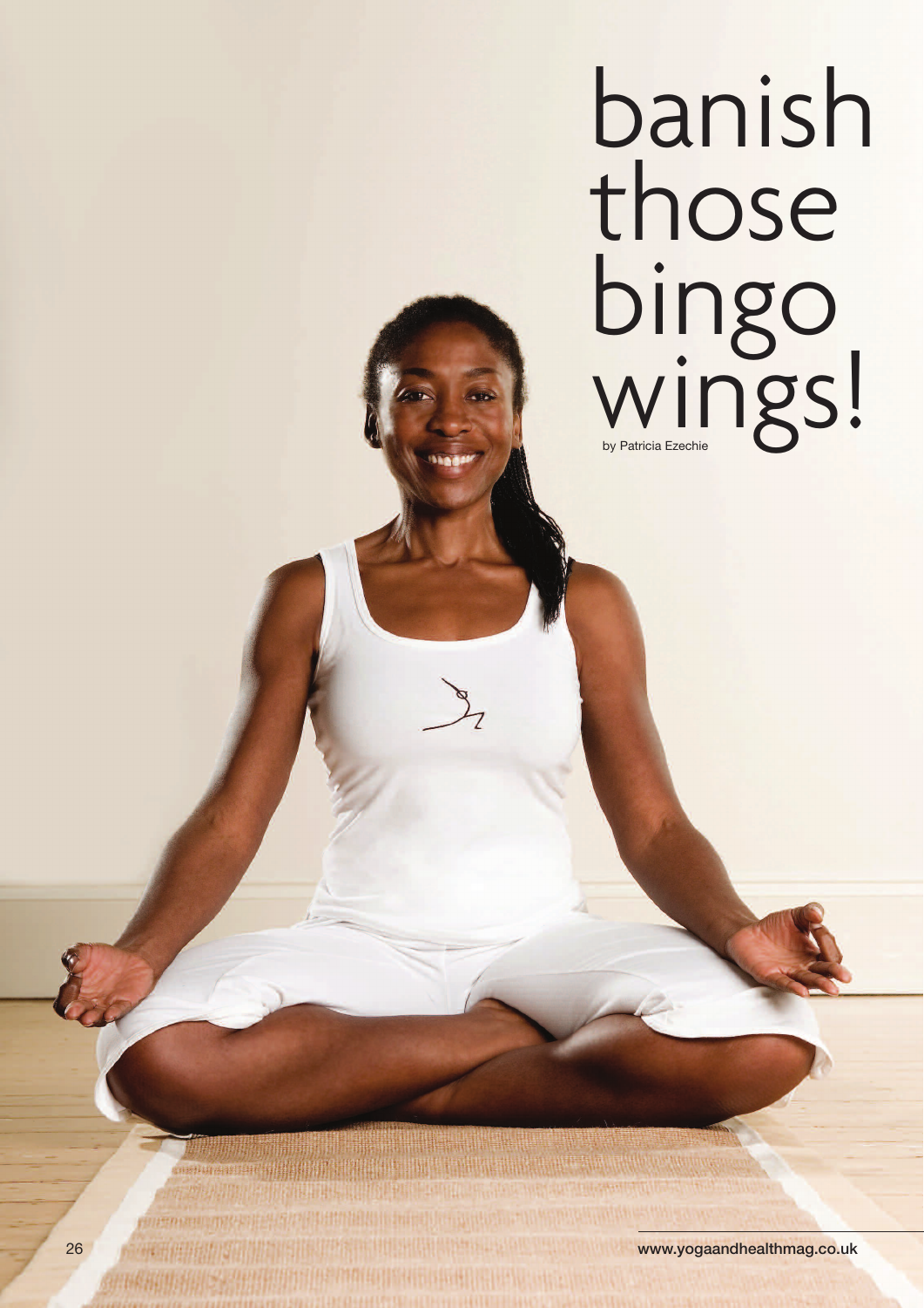# banish those bingo wings!

by Patricia Ezechie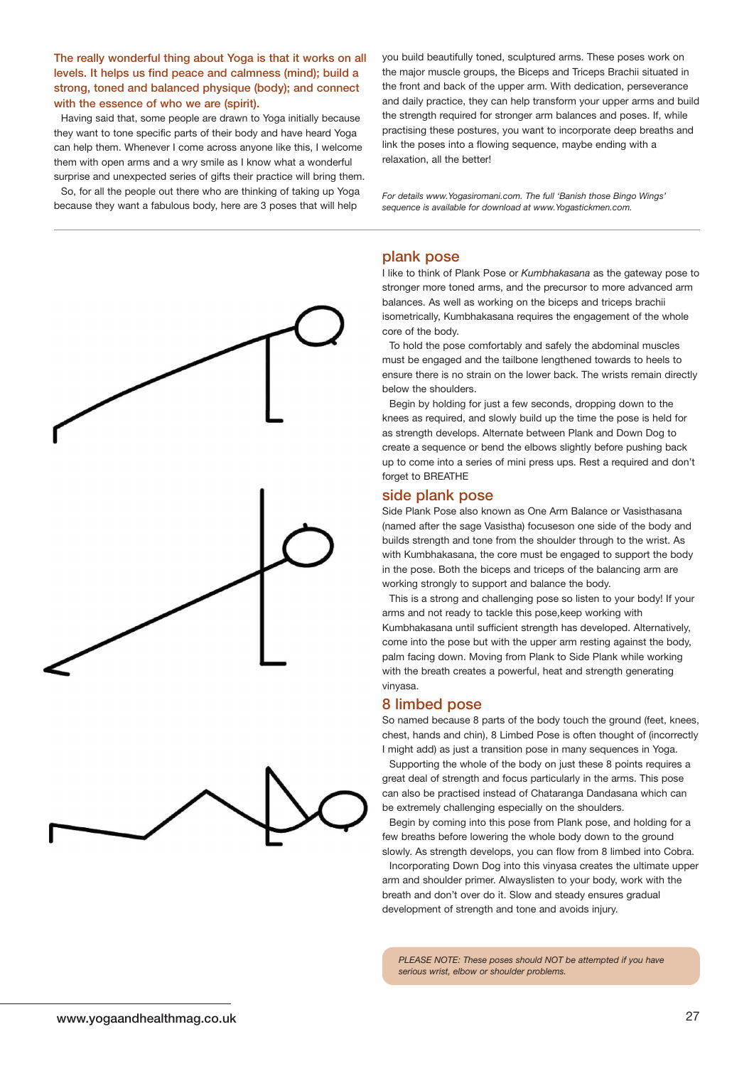**The really wonderful thing about Yoga is that it works on all levels. It helps us find peace and calmness (mind); build a strong, toned and balanced physique (body); and connect with the essence of who we are (spirit).**

Having said that, some people are drawn to Yoga initially because they want to tone specific parts of their body and have heard Yoga can help them. Whenever I come across anyone like this, I welcome them with open arms and a wry smile as I know what a wonderful surprise and unexpected series of gifts their practice will bring them.

So, for all the people out there who are thinking of taking up Yoga because they want a fabulous body, here are 3 poses that will help you build beautifully toned, sculptured arms. These poses work on the major muscle groups, the Biceps and Triceps Brachii situated in the front and back of the upper arm. With dedication, perseverance and daily practice, they can help transform your upper arms and build the strength required for stronger arm balances and poses. If, while practising these postures, you want to incorporate deep breaths and link the poses into a flowing sequence, maybe ending with a relaxation, all the better!

*For details www.Yogasiromani.com. The full 'Banish those Bingo Wings' sequence is available for download at www.Yogastickmen.com.*

## plank pose

I like to think of Plank Pose or *Kumbhakasana* as the gateway pose to stronger more toned arms, and the precursor to more advanced arm balances. As well as working on the biceps and triceps brachii isometrically, Kumbhakasana requires the engagement of the whole core of the body.

To hold the pose comfortably and safely the abdominal muscles must be engaged and the tailbone lengthened towards to heels to ensure there is no strain on the lower back. The wrists remain directly below the shoulders.

Begin by holding for just a few seconds, dropping down to the knees as required, and slowly build up the time the pose is held for as strength develops. Alternate between Plank and Down Dog to create a sequence or bend the elbows slightly before pushing back up to come into a series of mini press ups. Rest a required and don't forget to BREATHE

## side plank pose

Side Plank Pose also known as One Arm Balance or Vasisthasana (named after the sage Vasistha) focuseson one side of the body and builds strength and tone from the shoulder through to the wrist. As with Kumbhakasana, the core must be engaged to support the body in the pose. Both the biceps and triceps of the balancing arm are working strongly to support and balance the body.

This is a strong and challenging pose so listen to your body! If your arms and not ready to tackle this pose,keep working with Kumbhakasana until sufficient strength has developed. Alternatively, come into the pose but with the upper arm resting against the body, palm facing down. Moving from Plank to Side Plank while working with the breath creates a powerful, heat and strength generating vinyasa.

## 8 limbed pose

So named because 8 parts of the body touch the ground (feet, knees, chest, hands and chin), 8 Limbed Pose is often thought of (incorrectly I might add) as just a transition pose in many sequences in Yoga.

Supporting the whole of the body on just these 8 points requires a great deal of strength and focus particularly in the arms. This pose can also be practised instead of Chataranga Dandasana which can be extremely challenging especially on the shoulders.

Begin by coming into this pose from Plank pose, and holding for a few breaths before lowering the whole body down to the ground slowly. As strength develops, you can flow from 8 limbed into Cobra.

Incorporating Down Dog into this vinyasa creates the ultimate upper arm and shoulder primer. Alwayslisten to your body, work with the breath and don't over do it. Slow and steady ensures gradual development of strength and tone and avoids injury.

*PLEASE NOTE: These poses should NOT be attempted if you have serious wrist, elbow or shoulder problems.*